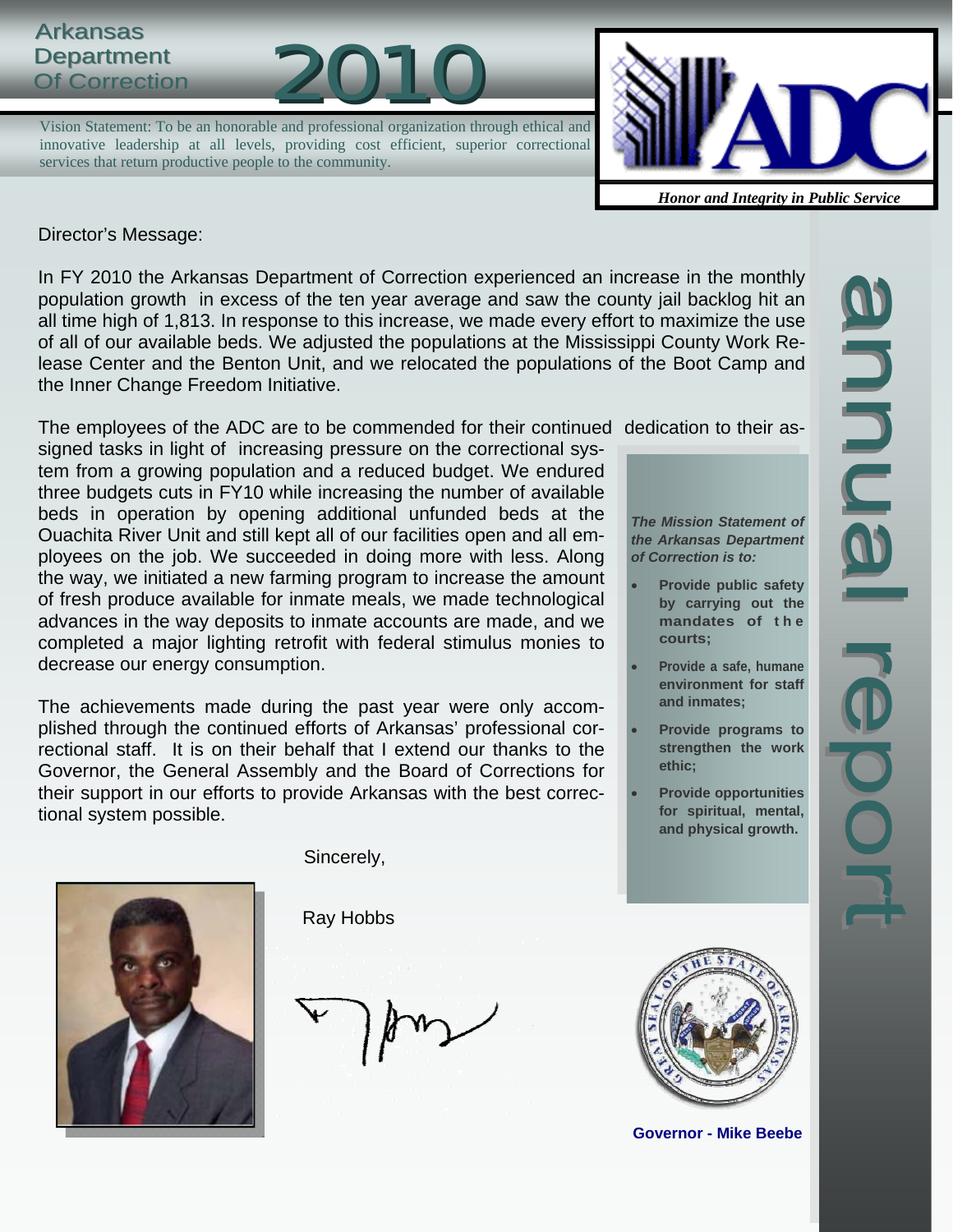# Arkansas Department Of Correction 2010

Vision Statement: To be an honorable and professional organization through ethical and innovative leadership at all levels, providing cost efficient, superior correctional services that return productive people to the community.

ADC

*Honor and Integrity in Public Service*

annual report

Director's Message:

In FY 2010 the Arkansas Department of Correction experienced an increase in the monthly population growth in excess of the ten year average and saw the county jail backlog hit an all time high of 1,813. In response to this increase, we made every effort to maximize the use of all of our available beds. We adjusted the populations at the Mississippi County Work Release Center and the Benton Unit, and we relocated the populations of the Boot Camp and the Inner Change Freedom Initiative.

The employees of the ADC are to be commended for their continued dedication to their assigned tasks in light of increasing pressure on the correctional system from a growing population and a reduced budget. We endured three budgets cuts in FY10 while increasing the number of available beds in operation by opening additional unfunded beds at the Ouachita River Unit and still kept all of our facilities open and all employees on the job. We succeeded in doing more with less. Along the way, we initiated a new farming program to increase the amount of fresh produce available for inmate meals, we made technological advances in the way deposits to inmate accounts are made, and we completed a major lighting retrofit with federal stimulus monies to decrease our energy consumption.

The achievements made during the past year were only accomplished through the continued efforts of Arkansas' professional correctional staff. It is on their behalf that I extend our thanks to the Governor, the General Assembly and the Board of Corrections for their support in our efforts to provide Arkansas with the best correctional system possible.

Sincerely,

Ray Hobbs

***The Mission Statement of the Arkansas Department of Correction is to:***

- **Provide public safety by carrying out the mandates of the courts;**
- **Provide a safe, humane environment for staff and inmates;**
- **Provide programs to strengthen the work ethic;**
- **Provide opportunities for spiritual, mental, and physical growth.**

**Governor - Mike Beebe**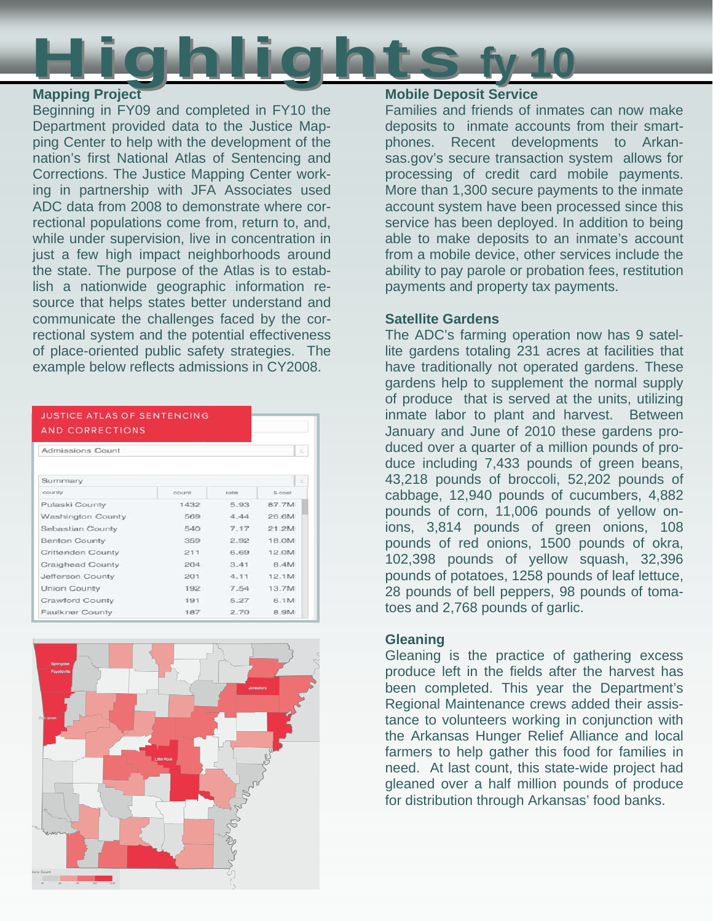# Highlights fy 10

## Mapping Project

Beginning in FY09 and completed in FY10 the Department provided data to the Justice Mapping Center to help with the development of the nation's first National Atlas of Sentencing and Corrections. The Justice Mapping Center working in partnership with JFA Associates used ADC data from 2008 to demonstrate where correctional populations come from, return to, and, while under supervision, live in concentration in just a few high impact neighborhoods around the state. The purpose of the Atlas is to establish a nationwide geographic information resource that helps states better understand and communicate the challenges faced by the correctional system and the potential effectiveness of place-oriented public safety strategies. The example below reflects admissions in CY2008.

JUSTICE ATLAS OF SENTENCING AND CORRECTIONS

Admissions Count

Summary

| county | count | rate | $ cost |
|---|---|---|---|
| Pulaski County | 1432 | 5.93 | 87.7M |
| Washington County | 569 | 4.44 | 26.6M |
| Sebastian County | 540 | 7.17 | 21.2M |
| Benton County | 359 | 2.92 | 18.0M |
| Crittenden County | 211 | 6.69 | 12.0M |
| Craighead County | 204 | 3.41 | 8.4M |
| Jefferson County | 201 | 4.11 | 12.1M |
| Union County | 192 | 7.54 | 13.7M |
| Crawford County | 191 | 5.27 | 6.1M |
| Faulkner County | 187 | 2.70 | 8.9M |

## Mobile Deposit Service

Families and friends of inmates can now make deposits to inmate accounts from their smartphones. Recent developments to Arkansas.gov's secure transaction system allows for processing of credit card mobile payments. More than 1,300 secure payments to the inmate account system have been processed since this service has been deployed. In addition to being able to make deposits to an inmate's account from a mobile device, other services include the ability to pay parole or probation fees, restitution payments and property tax payments.

## Satellite Gardens

The ADC's farming operation now has 9 satellite gardens totaling 231 acres at facilities that have traditionally not operated gardens. These gardens help to supplement the normal supply of produce that is served at the units, utilizing inmate labor to plant and harvest. Between January and June of 2010 these gardens produced over a quarter of a million pounds of produce including 7,433 pounds of green beans, 43,218 pounds of broccoli, 52,202 pounds of cabbage, 12,940 pounds of cucumbers, 4,882 pounds of corn, 11,006 pounds of yellow onions, 3,814 pounds of green onions, 108 pounds of red onions, 1500 pounds of okra, 102,398 pounds of yellow squash, 32,396 pounds of potatoes, 1258 pounds of leaf lettuce, 28 pounds of bell peppers, 98 pounds of tomatoes and 2,768 pounds of garlic.

## Gleaning

Gleaning is the practice of gathering excess produce left in the fields after the harvest has been completed. This year the Department's Regional Maintenance crews added their assistance to volunteers working in conjunction with the Arkansas Hunger Relief Alliance and local farmers to help gather this food for families in need. At last count, this state-wide project had gleaned over a half million pounds of produce for distribution through Arkansas' food banks.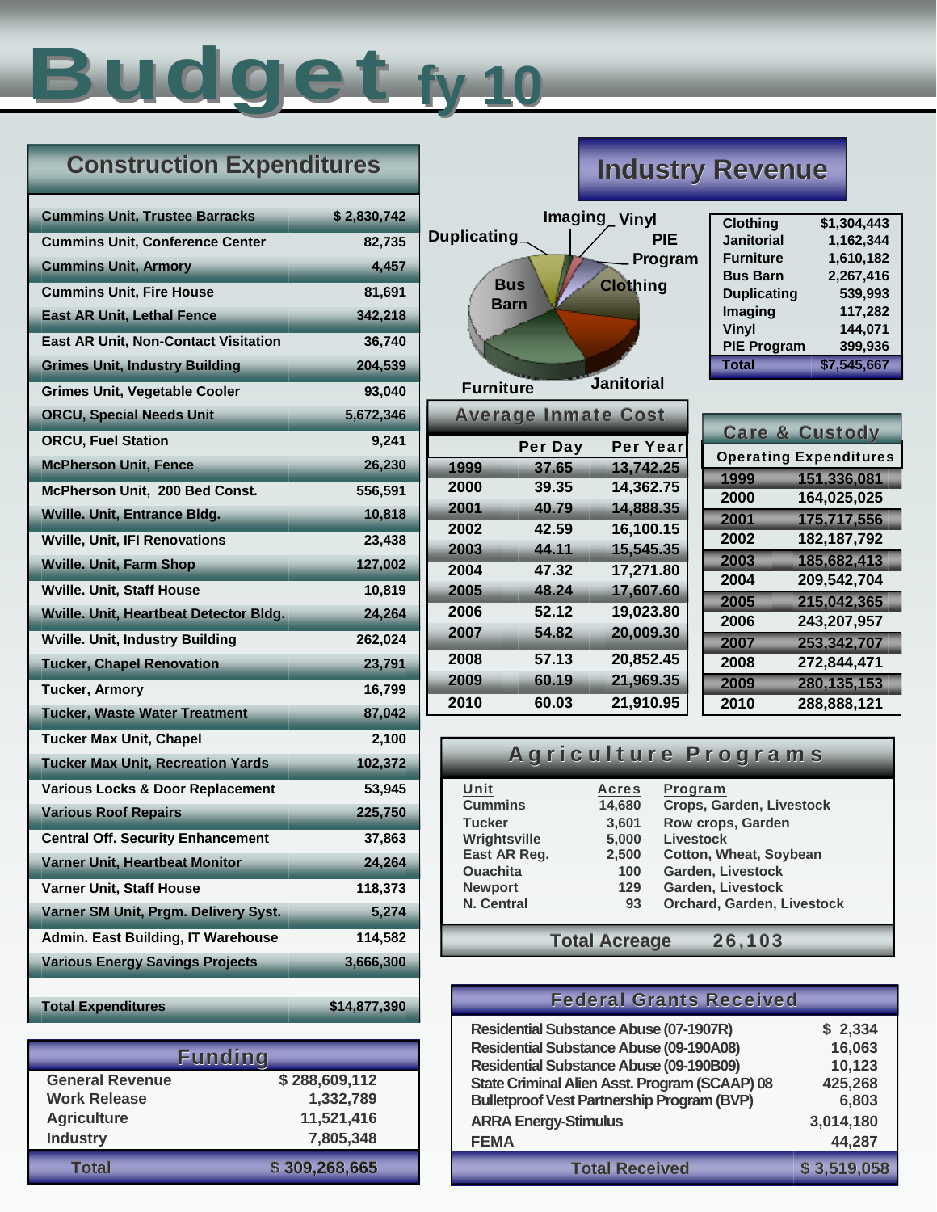# Budget fy 10

## Construction Expenditures

| Project | Amount |
|---|---|
| Cummins Unit, Trustee Barracks | $ 2,830,742 |
| Cummins Unit, Conference Center | 82,735 |
| Cummins Unit, Armory | 4,457 |
| Cummins Unit, Fire House | 81,691 |
| East AR Unit, Lethal Fence | 342,218 |
| East AR Unit, Non-Contact Visitation | 36,740 |
| Grimes Unit, Industry Building | 204,539 |
| Grimes Unit, Vegetable Cooler | 93,040 |
| ORCU, Special Needs Unit | 5,672,346 |
| ORCU, Fuel Station | 9,241 |
| McPherson Unit, Fence | 26,230 |
| McPherson Unit, 200 Bed Const. | 556,591 |
| Wville. Unit, Entrance Bldg. | 10,818 |
| Wville, Unit, IFI Renovations | 23,438 |
| Wville. Unit, Farm Shop | 127,002 |
| Wville. Unit, Staff House | 10,819 |
| Wville. Unit, Heartbeat Detector Bldg. | 24,264 |
| Wville. Unit, Industry Building | 262,024 |
| Tucker, Chapel Renovation | 23,791 |
| Tucker, Armory | 16,799 |
| Tucker, Waste Water Treatment | 87,042 |
| Tucker Max Unit, Chapel | 2,100 |
| Tucker Max Unit, Recreation Yards | 102,372 |
| Various Locks & Door Replacement | 53,945 |
| Various Roof Repairs | 225,750 |
| Central Off. Security Enhancement | 37,863 |
| Varner Unit, Heartbeat Monitor | 24,264 |
| Varner Unit, Staff House | 118,373 |
| Varner SM Unit, Prgm. Delivery Syst. | 5,274 |
| Admin. East Building, IT Warehouse | 114,582 |
| Various Energy Savings Projects | 3,666,300 |
| **Total Expenditures** | **$14,877,390** |

## Funding

| Source | Amount |
|---|---|
| General Revenue | $ 288,609,112 |
| Work Release | 1,332,789 |
| Agriculture | 11,521,416 |
| Industry | 7,805,348 |
| **Total** | **$ 309,268,665** |

## Industry Revenue

| Industry | Revenue |
|---|---|
| Clothing | $1,304,443 |
| Janitorial | 1,162,344 |
| Furniture | 1,610,182 |
| Bus Barn | 2,267,416 |
| Duplicating | 539,993 |
| Imaging | 117,282 |
| Vinyl | 144,071 |
| PIE Program | 399,936 |
| **Total** | **$7,545,667** |

## Average Inmate Cost

| Year | Per Day | Per Year |
|---|---|---|
| 1999 | 37.65 | 13,742.25 |
| 2000 | 39.35 | 14,362.75 |
| 2001 | 40.79 | 14,888.35 |
| 2002 | 42.59 | 16,100.15 |
| 2003 | 44.11 | 15,545.35 |
| 2004 | 47.32 | 17,271.80 |
| 2005 | 48.24 | 17,607.60 |
| 2006 | 52.12 | 19,023.80 |
| 2007 | 54.82 | 20,009.30 |
| 2008 | 57.13 | 20,852.45 |
| 2009 | 60.19 | 21,969.35 |
| 2010 | 60.03 | 21,910.95 |

## Care & Custody

| Year | Operating Expenditures |
|---|---|
| 1999 | 151,336,081 |
| 2000 | 164,025,025 |
| 2001 | 175,717,556 |
| 2002 | 182,187,792 |
| 2003 | 185,682,413 |
| 2004 | 209,542,704 |
| 2005 | 215,042,365 |
| 2006 | 243,207,957 |
| 2007 | 253,342,707 |
| 2008 | 272,844,471 |
| 2009 | 280,135,153 |
| 2010 | 288,888,121 |

## Agriculture Programs

| Unit | Acres | Program |
|---|---|---|
| Cummins | 14,680 | Crops, Garden, Livestock |
| Tucker | 3,601 | Row crops, Garden |
| Wrightsville | 5,000 | Livestock |
| East AR Reg. | 2,500 | Cotton, Wheat, Soybean |
| Ouachita | 100 | Garden, Livestock |
| Newport | 129 | Garden, Livestock |
| N. Central | 93 | Orchard, Garden, Livestock |

**Total Acreage 26,103**

## Federal Grants Received

| Grant | Amount |
|---|---|
| Residential Substance Abuse (07-1907R) | $ 2,334 |
| Residential Substance Abuse (09-190A08) | 16,063 |
| Residential Substance Abuse (09-190B09) | 10,123 |
| State Criminal Alien Asst. Program (SCAAP) 08 | 425,268 |
| Bulletproof Vest Partnership Program (BVP) | 6,803 |
| ARRA Energy-Stimulus | 3,014,180 |
| FEMA | 44,287 |
| **Total Received** | **$ 3,519,058** |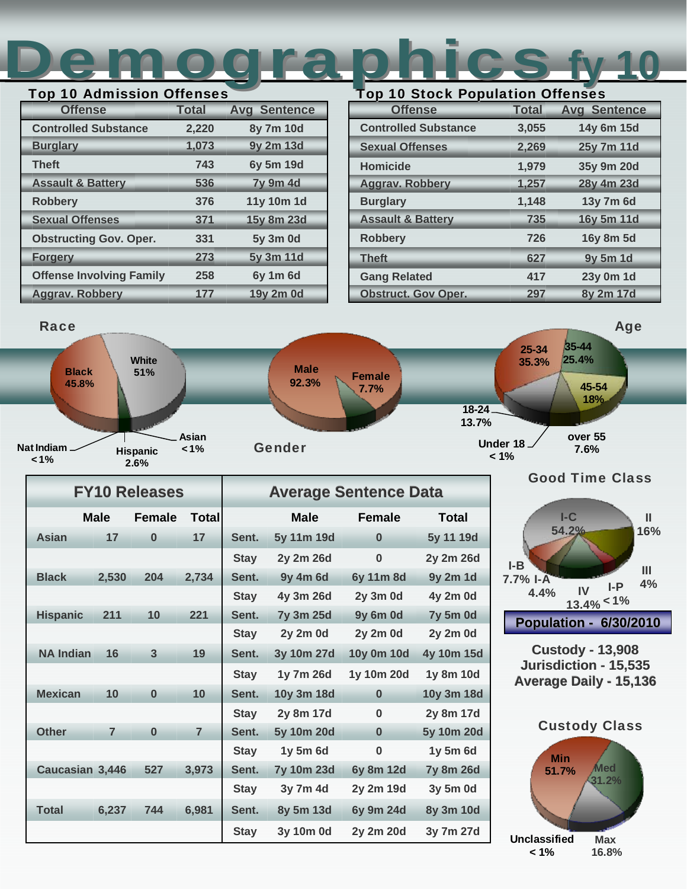# Demographics fy 10

## Top 10 Admission Offenses

| Offense | Total | Avg Sentence |
|---|---|---|
| Controlled Substance | 2,220 | 8y 7m 10d |
| Burglary | 1,073 | 9y 2m 13d |
| Theft | 743 | 6y 5m 19d |
| Assault & Battery | 536 | 7y 9m 4d |
| Robbery | 376 | 11y 10m 1d |
| Sexual Offenses | 371 | 15y 8m 23d |
| Obstructing Gov. Oper. | 331 | 5y 3m 0d |
| Forgery | 273 | 5y 3m 11d |
| Offense Involving Family | 258 | 6y 1m 6d |
| Aggrav. Robbery | 177 | 19y 2m 0d |

## Top 10 Stock Population Offenses

| Offense | Total | Avg Sentence |
|---|---|---|
| Controlled Substance | 3,055 | 14y 6m 15d |
| Sexual Offenses | 2,269 | 25y 7m 11d |
| Homicide | 1,979 | 35y 9m 20d |
| Aggrav. Robbery | 1,257 | 28y 4m 23d |
| Burglary | 1,148 | 13y 7m 6d |
| Assault & Battery | 735 | 16y 5m 11d |
| Robbery | 726 | 16y 8m 5d |
| Theft | 627 | 9y 5m 1d |
| Gang Related | 417 | 23y 0m 1d |
| Obstruct. Gov Oper. | 297 | 8y 2m 17d |

## Race

- White 51%
- Black 45.8%
- Hispanic 2.6%
- Asian < 1%
- Nat Indiam < 1%

## Gender

- Male 92.3%
- Female 7.7%

## Age

- 25-34 35.3%
- 35-44 25.4%
- 45-54 18%
- 18-24 13.7%
- over 55 7.6%
- Under 18 < 1%

## FY10 Releases / Average Sentence Data

| | Male | Female | Total | | Male | Female | Total |
|---|---|---|---|---|---|---|---|
| Asian | 17 | 0 | 17 | Sent. | 5y 11m 19d | 0 | 5y 11 19d |
| | | | | Stay | 2y 2m 26d | 0 | 2y 2m 26d |
| Black | 2,530 | 204 | 2,734 | Sent. | 9y 4m 6d | 6y 11m 8d | 9y 2m 1d |
| | | | | Stay | 4y 3m 26d | 2y 3m 0d | 4y 2m 0d |
| Hispanic | 211 | 10 | 221 | Sent. | 7y 3m 25d | 9y 6m 0d | 7y 5m 0d |
| | | | | Stay | 2y 2m 0d | 2y 2m 0d | 2y 2m 0d |
| NA Indian | 16 | 3 | 19 | Sent. | 3y 10m 27d | 10y 0m 10d | 4y 10m 15d |
| | | | | Stay | 1y 7m 26d | 1y 10m 20d | 1y 8m 10d |
| Mexican | 10 | 0 | 10 | Sent. | 10y 3m 18d | 0 | 10y 3m 18d |
| | | | | Stay | 2y 8m 17d | 0 | 2y 8m 17d |
| Other | 7 | 0 | 7 | Sent. | 5y 10m 20d | 0 | 5y 10m 20d |
| | | | | Stay | 1y 5m 6d | 0 | 1y 5m 6d |
| Caucasian | 3,446 | 527 | 3,973 | Sent. | 7y 10m 23d | 6y 8m 12d | 7y 8m 26d |
| | | | | Stay | 3y 7m 4d | 2y 2m 19d | 3y 5m 0d |
| Total | 6,237 | 744 | 6,981 | Sent. | 8y 5m 13d | 6y 9m 24d | 8y 3m 10d |
| | | | | Stay | 3y 10m 0d | 2y 2m 20d | 3y 7m 27d |

## Good Time Class

- I-C 54.2%
- II 16%
- IV 13.4%
- I-B 7.7%
- I-A 4.4%
- III 4%
- I-P < 1%

## Population - 6/30/2010

Custody - 13,908
Jurisdiction - 15,535
Average Daily - 15,136

## Custody Class

- Min 51.7%
- Med 31.2%
- Max 16.8%
- Unclassified < 1%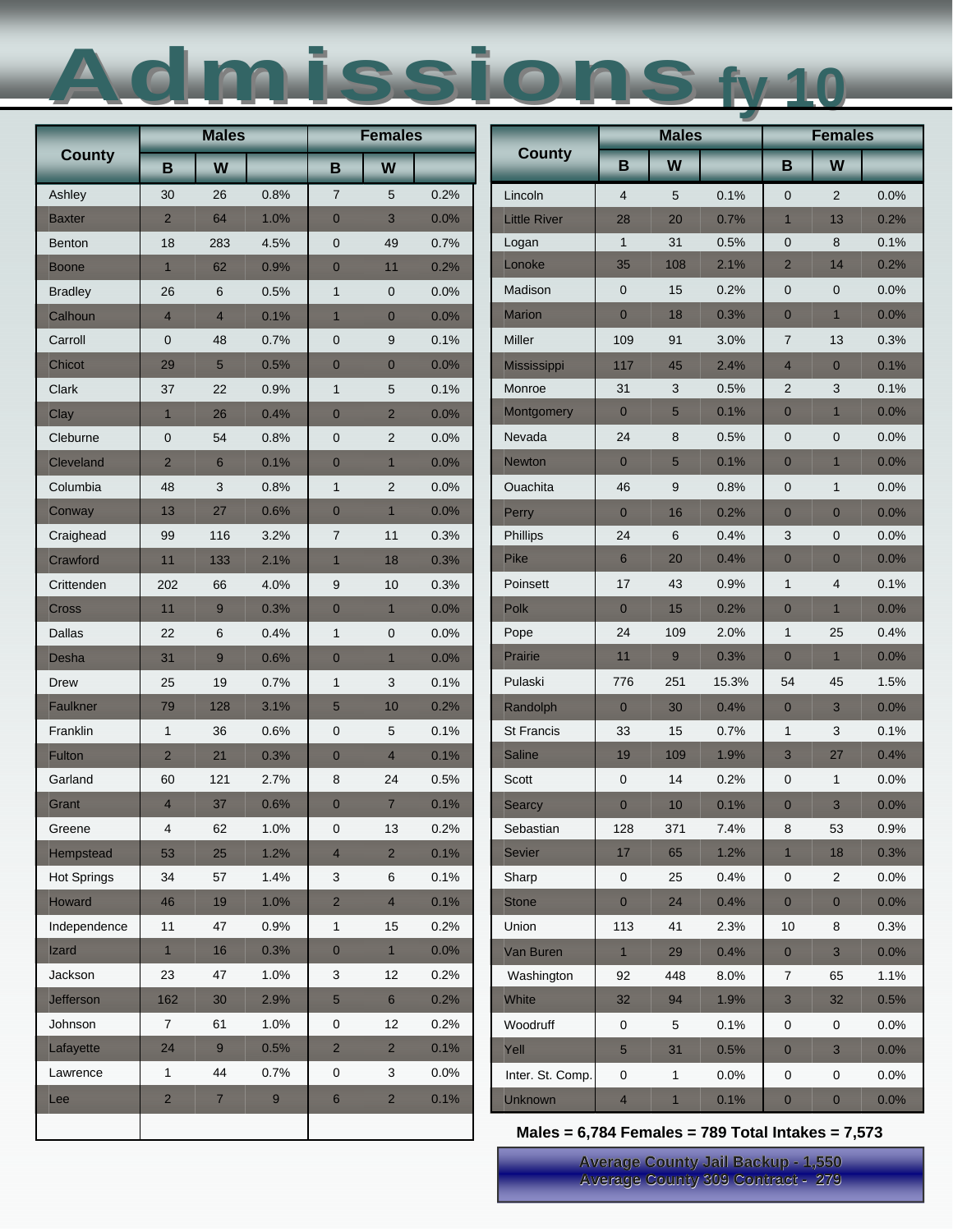# Admissions fy 10

| County | Males | | | Females | | |
|---|---|---|---|---|---|---|
| | B | W | | B | W | |
| Ashley | 30 | 26 | 0.8% | 7 | 5 | 0.2% |
| Baxter | 2 | 64 | 1.0% | 0 | 3 | 0.0% |
| Benton | 18 | 283 | 4.5% | 0 | 49 | 0.7% |
| Boone | 1 | 62 | 0.9% | 0 | 11 | 0.2% |
| Bradley | 26 | 6 | 0.5% | 1 | 0 | 0.0% |
| Calhoun | 4 | 4 | 0.1% | 1 | 0 | 0.0% |
| Carroll | 0 | 48 | 0.7% | 0 | 9 | 0.1% |
| Chicot | 29 | 5 | 0.5% | 0 | 0 | 0.0% |
| Clark | 37 | 22 | 0.9% | 1 | 5 | 0.1% |
| Clay | 1 | 26 | 0.4% | 0 | 2 | 0.0% |
| Cleburne | 0 | 54 | 0.8% | 0 | 2 | 0.0% |
| Cleveland | 2 | 6 | 0.1% | 0 | 1 | 0.0% |
| Columbia | 48 | 3 | 0.8% | 1 | 2 | 0.0% |
| Conway | 13 | 27 | 0.6% | 0 | 1 | 0.0% |
| Craighead | 99 | 116 | 3.2% | 7 | 11 | 0.3% |
| Crawford | 11 | 133 | 2.1% | 1 | 18 | 0.3% |
| Crittenden | 202 | 66 | 4.0% | 9 | 10 | 0.3% |
| Cross | 11 | 9 | 0.3% | 0 | 1 | 0.0% |
| Dallas | 22 | 6 | 0.4% | 1 | 0 | 0.0% |
| Desha | 31 | 9 | 0.6% | 0 | 1 | 0.0% |
| Drew | 25 | 19 | 0.7% | 1 | 3 | 0.1% |
| Faulkner | 79 | 128 | 3.1% | 5 | 10 | 0.2% |
| Franklin | 1 | 36 | 0.6% | 0 | 5 | 0.1% |
| Fulton | 2 | 21 | 0.3% | 0 | 4 | 0.1% |
| Garland | 60 | 121 | 2.7% | 8 | 24 | 0.5% |
| Grant | 4 | 37 | 0.6% | 0 | 7 | 0.1% |
| Greene | 4 | 62 | 1.0% | 0 | 13 | 0.2% |
| Hempstead | 53 | 25 | 1.2% | 4 | 2 | 0.1% |
| Hot Springs | 34 | 57 | 1.4% | 3 | 6 | 0.1% |
| Howard | 46 | 19 | 1.0% | 2 | 4 | 0.1% |
| Independence | 11 | 47 | 0.9% | 1 | 15 | 0.2% |
| Izard | 1 | 16 | 0.3% | 0 | 1 | 0.0% |
| Jackson | 23 | 47 | 1.0% | 3 | 12 | 0.2% |
| Jefferson | 162 | 30 | 2.9% | 5 | 6 | 0.2% |
| Johnson | 7 | 61 | 1.0% | 0 | 12 | 0.2% |
| Lafayette | 24 | 9 | 0.5% | 2 | 2 | 0.1% |
| Lawrence | 1 | 44 | 0.7% | 0 | 3 | 0.0% |
| Lee | 2 | 7 | 9 | 6 | 2 | 0.1% |

| County | Males | | | Females | | |
|---|---|---|---|---|---|---|
| | B | W | | B | W | |
| Lincoln | 4 | 5 | 0.1% | 0 | 2 | 0.0% |
| Little River | 28 | 20 | 0.7% | 1 | 13 | 0.2% |
| Logan | 1 | 31 | 0.5% | 0 | 8 | 0.1% |
| Lonoke | 35 | 108 | 2.1% | 2 | 14 | 0.2% |
| Madison | 0 | 15 | 0.2% | 0 | 0 | 0.0% |
| Marion | 0 | 18 | 0.3% | 0 | 1 | 0.0% |
| Miller | 109 | 91 | 3.0% | 7 | 13 | 0.3% |
| Mississippi | 117 | 45 | 2.4% | 4 | 0 | 0.1% |
| Monroe | 31 | 3 | 0.5% | 2 | 3 | 0.1% |
| Montgomery | 0 | 5 | 0.1% | 0 | 1 | 0.0% |
| Nevada | 24 | 8 | 0.5% | 0 | 0 | 0.0% |
| Newton | 0 | 5 | 0.1% | 0 | 1 | 0.0% |
| Ouachita | 46 | 9 | 0.8% | 0 | 1 | 0.0% |
| Perry | 0 | 16 | 0.2% | 0 | 0 | 0.0% |
| Phillips | 24 | 6 | 0.4% | 3 | 0 | 0.0% |
| Pike | 6 | 20 | 0.4% | 0 | 0 | 0.0% |
| Poinsett | 17 | 43 | 0.9% | 1 | 4 | 0.1% |
| Polk | 0 | 15 | 0.2% | 0 | 1 | 0.0% |
| Pope | 24 | 109 | 2.0% | 1 | 25 | 0.4% |
| Prairie | 11 | 9 | 0.3% | 0 | 1 | 0.0% |
| Pulaski | 776 | 251 | 15.3% | 54 | 45 | 1.5% |
| Randolph | 0 | 30 | 0.4% | 0 | 3 | 0.0% |
| St Francis | 33 | 15 | 0.7% | 1 | 3 | 0.1% |
| Saline | 19 | 109 | 1.9% | 3 | 27 | 0.4% |
| Scott | 0 | 14 | 0.2% | 0 | 1 | 0.0% |
| Searcy | 0 | 10 | 0.1% | 0 | 3 | 0.0% |
| Sebastian | 128 | 371 | 7.4% | 8 | 53 | 0.9% |
| Sevier | 17 | 65 | 1.2% | 1 | 18 | 0.3% |
| Sharp | 0 | 25 | 0.4% | 0 | 2 | 0.0% |
| Stone | 0 | 24 | 0.4% | 0 | 0 | 0.0% |
| Union | 113 | 41 | 2.3% | 10 | 8 | 0.3% |
| Van Buren | 1 | 29 | 0.4% | 0 | 3 | 0.0% |
| Washington | 92 | 448 | 8.0% | 7 | 65 | 1.1% |
| White | 32 | 94 | 1.9% | 3 | 32 | 0.5% |
| Woodruff | 0 | 5 | 0.1% | 0 | 0 | 0.0% |
| Yell | 5 | 31 | 0.5% | 0 | 3 | 0.0% |
| Inter. St. Comp. | 0 | 1 | 0.0% | 0 | 0 | 0.0% |
| Unknown | 4 | 1 | 0.1% | 0 | 0 | 0.0% |

**Males = 6,784 Females = 789 Total Intakes = 7,573**

**Average County Jail Backup - 1,550**
**Average County 309 Contract - 279**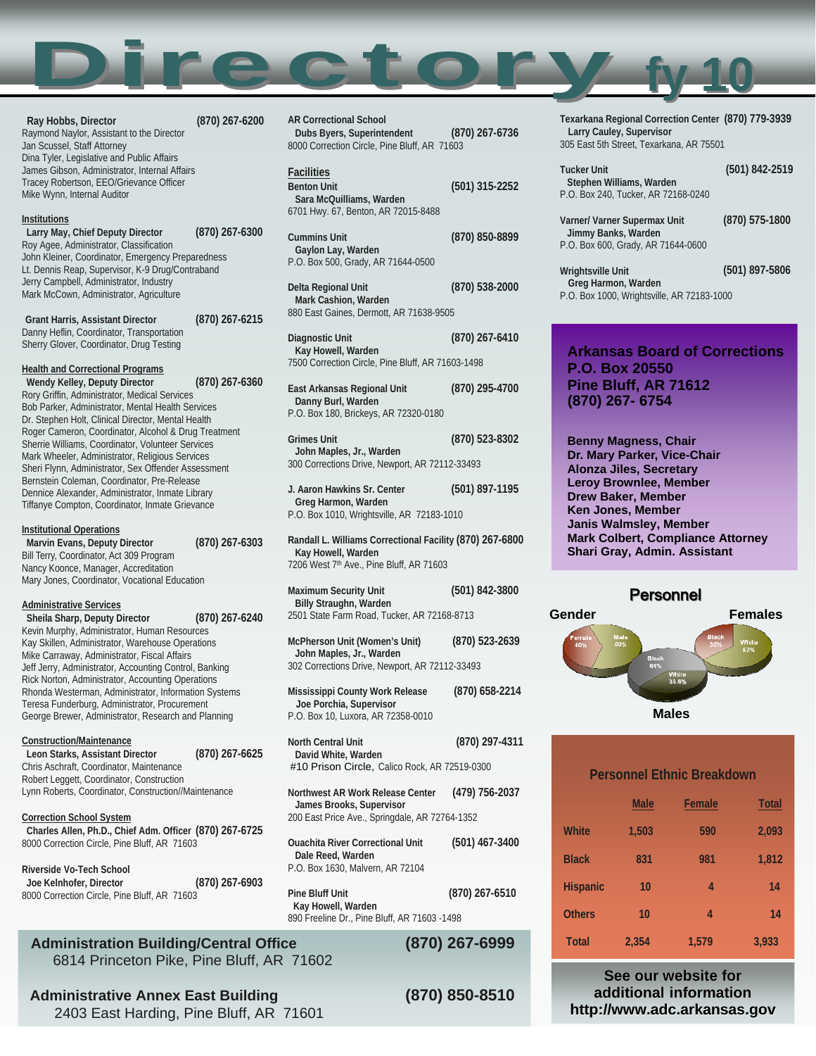# Directory fy 10

**Ray Hobbs, Director** (870) 267-6200
Raymond Naylor, Assistant to the Director
Jan Scussel, Staff Attorney
Dina Tyler, Legislative and Public Affairs
James Gibson, Administrator, Internal Affairs
Tracey Robertson, EEO/Grievance Officer
Mike Wynn, Internal Auditor

**Institutions**
**Larry May, Chief Deputy Director** (870) 267-6300
Roy Agee, Administrator, Classification
John Kleiner, Coordinator, Emergency Preparedness
Lt. Dennis Reap, Supervisor, K-9 Drug/Contraband
Jerry Campbell, Administrator, Industry
Mark McCown, Administrator, Agriculture

**Grant Harris, Assistant Director** (870) 267-6215
Danny Heflin, Coordinator, Transportation
Sherry Glover, Coordinator, Drug Testing

**Health and Correctional Programs**
**Wendy Kelley, Deputy Director** (870) 267-6360
Rory Griffin, Administrator, Medical Services
Bob Parker, Administrator, Mental Health Services
Dr. Stephen Holt, Clinical Director, Mental Health
Roger Cameron, Coordinator, Alcohol & Drug Treatment
Sherrie Williams, Coordinator, Volunteer Services
Mark Wheeler, Administrator, Religious Services
Sheri Flynn, Administrator, Sex Offender Assessment
Bernstein Coleman, Coordinator, Pre-Release
Dennice Alexander, Administrator, Inmate Library
Tiffanye Compton, Coordinator, Inmate Grievance

**Institutional Operations**
**Marvin Evans, Deputy Director** (870) 267-6303
Bill Terry, Coordinator, Act 309 Program
Nancy Koonce, Manager, Accreditation
Mary Jones, Coordinator, Vocational Education

**Administrative Services**
**Sheila Sharp, Deputy Director** (870) 267-6240
Kevin Murphy, Administrator, Human Resources
Kay Skillen, Administrator, Warehouse Operations
Mike Carraway, Administrator, Fiscal Affairs
Jeff Jerry, Administrator, Accounting Control, Banking
Rick Norton, Administrator, Accounting Operations
Rhonda Westerman, Administrator, Information Systems
Teresa Funderburg, Administrator, Procurement
George Brewer, Administrator, Research and Planning

**Construction/Maintenance**
**Leon Starks, Assistant Director** (870) 267-6625
Chris Aschraft, Coordinator, Maintenance
Robert Leggett, Coordinator, Construction
Lynn Roberts, Coordinator, Construction//Maintenance

**Correction School System**
**Charles Allen, Ph.D., Chief Adm. Officer** (870) 267-6725
8000 Correction Circle, Pine Bluff, AR 71603

**Riverside Vo-Tech School**
**Joe Kelnhofer, Director** (870) 267-6903
8000 Correction Circle, Pine Bluff, AR 71603

**AR Correctional School**
**Dubs Byers, Superintendent** (870) 267-6736
8000 Correction Circle, Pine Bluff, AR 71603

**Facilities**

**Benton Unit** (501) 315-2252
**Sara McQuilliams, Warden**
6701 Hwy. 67, Benton, AR 72015-8488

**Cummins Unit** (870) 850-8899
**Gaylon Lay, Warden**
P.O. Box 500, Grady, AR 71644-0500

**Delta Regional Unit** (870) 538-2000
**Mark Cashion, Warden**
880 East Gaines, Dermott, AR 71638-9505

**Diagnostic Unit** (870) 267-6410
**Kay Howell, Warden**
7500 Correction Circle, Pine Bluff, AR 71603-1498

**East Arkansas Regional Unit** (870) 295-4700
**Danny Burl, Warden**
P.O. Box 180, Brickeys, AR 72320-0180

**Grimes Unit** (870) 523-8302
**John Maples, Jr., Warden**
300 Corrections Drive, Newport, AR 72112-33493

**J. Aaron Hawkins Sr. Center** (501) 897-1195
**Greg Harmon, Warden**
P.O. Box 1010, Wrightsville, AR 72183-1010

**Randall L. Williams Correctional Facility** (870) 267-6800
**Kay Howell, Warden**
7206 West 7th Ave., Pine Bluff, AR 71603

**Maximum Security Unit** (501) 842-3800
**Billy Straughn, Warden**
2501 State Farm Road, Tucker, AR 72168-8713

**McPherson Unit (Women's Unit)** (870) 523-2639
**John Maples, Jr., Warden**
302 Corrections Drive, Newport, AR 72112-33493

**Mississippi County Work Release** (870) 658-2214
**Joe Porchia, Supervisor**
P.O. Box 10, Luxora, AR 72358-0010

**North Central Unit** (870) 297-4311
**David White, Warden**
#10 Prison Circle, Calico Rock, AR 72519-0300

**Northwest AR Work Release Center** (479) 756-2037
**James Brooks, Supervisor**
200 East Price Ave., Springdale, AR 72764-1352

**Ouachita River Correctional Unit** (501) 467-3400
**Dale Reed, Warden**
P.O. Box 1630, Malvern, AR 72104

**Pine Bluff Unit** (870) 267-6510
**Kay Howell, Warden**
890 Freeline Dr., Pine Bluff, AR 71603 -1498

**Texarkana Regional Correction Center** (870) 779-3939
**Larry Cauley, Supervisor**
305 East 5th Street, Texarkana, AR 75501

**Tucker Unit** (501) 842-2519
**Stephen Williams, Warden**
P.O. Box 240, Tucker, AR 72168-0240

**Varner/ Varner Supermax Unit** (870) 575-1800
**Jimmy Banks, Warden**
P.O. Box 600, Grady, AR 71644-0600

**Wrightsville Unit** (501) 897-5806
**Greg Harmon, Warden**
P.O. Box 1000, Wrightsville, AR 72183-1000

**Administration Building/Central Office** (870) 267-6999
6814 Princeton Pike, Pine Bluff, AR 71602

**Administrative Annex East Building** (870) 850-8510
2403 East Harding, Pine Bluff, AR 71601

## Arkansas Board of Corrections
**P.O. Box 20550**
**Pine Bluff, AR 71612**
**(870) 267- 6754**

**Benny Magness, Chair**
**Dr. Mary Parker, Vice-Chair**
**Alonza Jiles, Secretary**
**Leroy Brownlee, Member**
**Drew Baker, Member**
**Ken Jones, Member**
**Janis Walmsley, Member**
**Mark Colbert, Compliance Attorney**
**Shari Gray, Admin. Assistant**

## Personnel

Gender
Female 40%
Male 60%

Females
Black 30%
White 62%

Males
Black 64%
White 35.6%

### Personnel Ethnic Breakdown

| | Male | Female | Total |
|---|---|---|---|
| White | 1,503 | 590 | 2,093 |
| Black | 831 | 981 | 1,812 |
| Hispanic | 10 | 4 | 14 |
| Others | 10 | 4 | 14 |
| Total | 2,354 | 1,579 | 3,933 |

**See our website for additional information**
**http://www.adc.arkansas.gov**